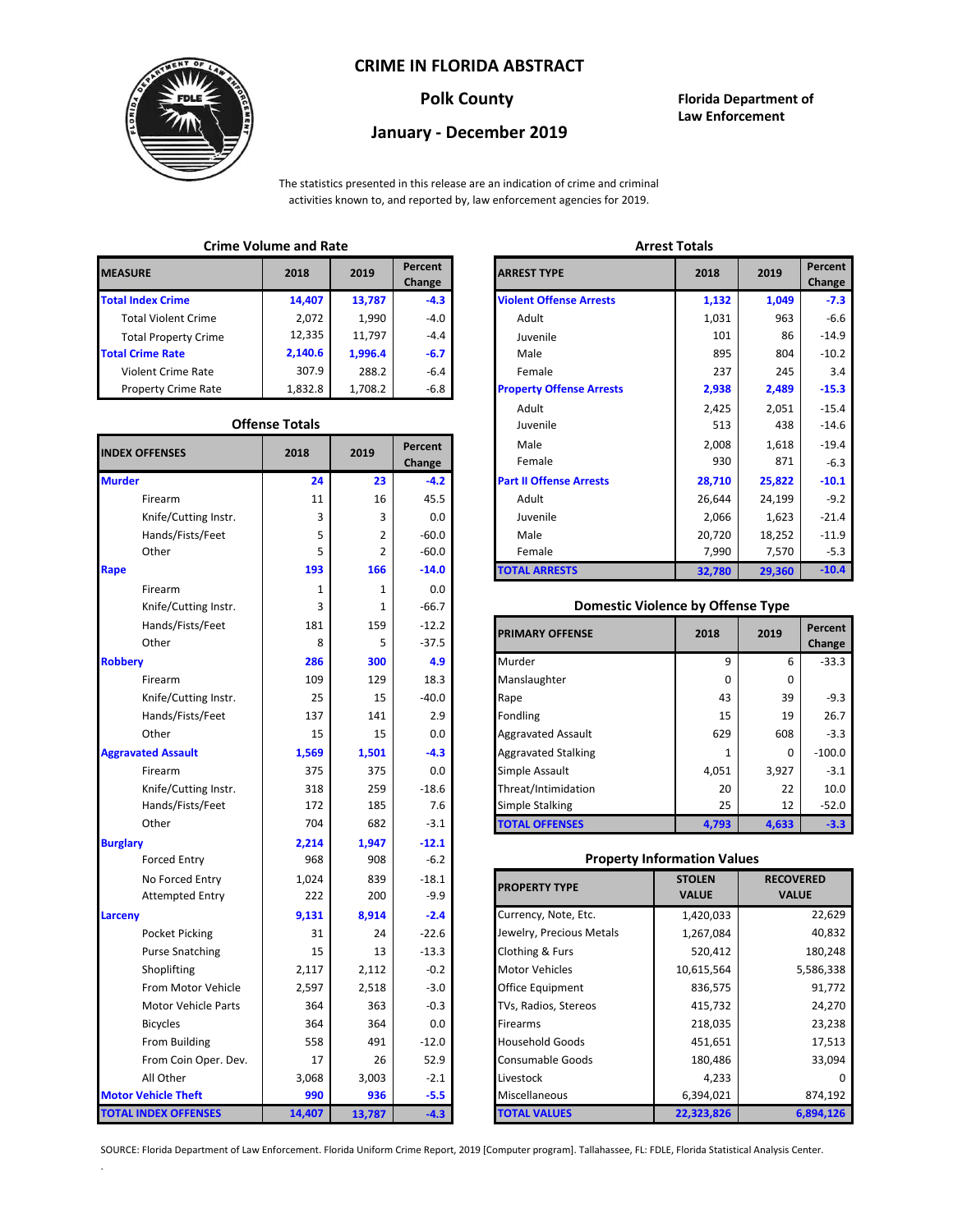# CRIME IN FLORIDA ABSTRACT

## Polk County

## January - December 2019

**Florida Department of Law Enforcement**

The statistics presented in this release are an indication of crime and criminal activities known to, and reported by, law enforcement agencies for 2019.

### Crime Volume and Rate

| MEASURE | 2018 | 2019 | Percent Change |
|---|---|---|---|
| **Total Index Crime** | **14,407** | **13,787** | **-4.3** |
| Total Violent Crime | 2,072 | 1,990 | -4.0 |
| Total Property Crime | 12,335 | 11,797 | -4.4 |
| **Total Crime Rate** | **2,140.6** | **1,996.4** | **-6.7** |
| Violent Crime Rate | 307.9 | 288.2 | -6.4 |
| Property Crime Rate | 1,832.8 | 1,708.2 | -6.8 |

### Offense Totals

| INDEX OFFENSES | 2018 | 2019 | Percent Change |
|---|---|---|---|
| **Murder** | **24** | **23** | **-4.2** |
| Firearm | 11 | 16 | 45.5 |
| Knife/Cutting Instr. | 3 | 3 | 0.0 |
| Hands/Fists/Feet | 5 | 2 | -60.0 |
| Other | 5 | 2 | -60.0 |
| **Rape** | **193** | **166** | **-14.0** |
| Firearm | 1 | 1 | 0.0 |
| Knife/Cutting Instr. | 3 | 1 | -66.7 |
| Hands/Fists/Feet | 181 | 159 | -12.2 |
| Other | 8 | 5 | -37.5 |
| **Robbery** | **286** | **300** | **4.9** |
| Firearm | 109 | 129 | 18.3 |
| Knife/Cutting Instr. | 25 | 15 | -40.0 |
| Hands/Fists/Feet | 137 | 141 | 2.9 |
| Other | 15 | 15 | 0.0 |
| **Aggravated Assault** | **1,569** | **1,501** | **-4.3** |
| Firearm | 375 | 375 | 0.0 |
| Knife/Cutting Instr. | 318 | 259 | -18.6 |
| Hands/Fists/Feet | 172 | 185 | 7.6 |
| Other | 704 | 682 | -3.1 |
| **Burglary** | **2,214** | **1,947** | **-12.1** |
| Forced Entry | 968 | 908 | -6.2 |
| No Forced Entry | 1,024 | 839 | -18.1 |
| Attempted Entry | 222 | 200 | -9.9 |
| **Larceny** | **9,131** | **8,914** | **-2.4** |
| Pocket Picking | 31 | 24 | -22.6 |
| Purse Snatching | 15 | 13 | -13.3 |
| Shoplifting | 2,117 | 2,112 | -0.2 |
| From Motor Vehicle | 2,597 | 2,518 | -3.0 |
| Motor Vehicle Parts | 364 | 363 | -0.3 |
| Bicycles | 364 | 364 | 0.0 |
| From Building | 558 | 491 | -12.0 |
| From Coin Oper. Dev. | 17 | 26 | 52.9 |
| All Other | 3,068 | 3,003 | -2.1 |
| **Motor Vehicle Theft** | **990** | **936** | **-5.5** |
| **TOTAL INDEX OFFENSES** | **14,407** | **13,787** | **-4.3** |

### Arrest Totals

| ARREST TYPE | 2018 | 2019 | Percent Change |
|---|---|---|---|
| **Violent Offense Arrests** | **1,132** | **1,049** | **-7.3** |
| Adult | 1,031 | 963 | -6.6 |
| Juvenile | 101 | 86 | -14.9 |
| Male | 895 | 804 | -10.2 |
| Female | 237 | 245 | 3.4 |
| **Property Offense Arrests** | **2,938** | **2,489** | **-15.3** |
| Adult | 2,425 | 2,051 | -15.4 |
| Juvenile | 513 | 438 | -14.6 |
| Male | 2,008 | 1,618 | -19.4 |
| Female | 930 | 871 | -6.3 |
| **Part II Offense Arrests** | **28,710** | **25,822** | **-10.1** |
| Adult | 26,644 | 24,199 | -9.2 |
| Juvenile | 2,066 | 1,623 | -21.4 |
| Male | 20,720 | 18,252 | -11.9 |
| Female | 7,990 | 7,570 | -5.3 |
| **TOTAL ARRESTS** | **32,780** | **29,360** | **-10.4** |

### Domestic Violence by Offense Type

| PRIMARY OFFENSE | 2018 | 2019 | Percent Change |
|---|---|---|---|
| Murder | 9 | 6 | -33.3 |
| Manslaughter | 0 | 0 | |
| Rape | 43 | 39 | -9.3 |
| Fondling | 15 | 19 | 26.7 |
| Aggravated Assault | 629 | 608 | -3.3 |
| Aggravated Stalking | 1 | 0 | -100.0 |
| Simple Assault | 4,051 | 3,927 | -3.1 |
| Threat/Intimidation | 20 | 22 | 10.0 |
| Simple Stalking | 25 | 12 | -52.0 |
| **TOTAL OFFENSES** | **4,793** | **4,633** | **-3.3** |

### Property Information Values

| PROPERTY TYPE | STOLEN VALUE | RECOVERED VALUE |
|---|---|---|
| Currency, Note, Etc. | 1,420,033 | 22,629 |
| Jewelry, Precious Metals | 1,267,084 | 40,832 |
| Clothing & Furs | 520,412 | 180,248 |
| Motor Vehicles | 10,615,564 | 5,586,338 |
| Office Equipment | 836,575 | 91,772 |
| TVs, Radios, Stereos | 415,732 | 24,270 |
| Firearms | 218,035 | 23,238 |
| Household Goods | 451,651 | 17,513 |
| Consumable Goods | 180,486 | 33,094 |
| Livestock | 4,233 | 0 |
| Miscellaneous | 6,394,021 | 874,192 |
| **TOTAL VALUES** | **22,323,826** | **6,894,126** |

SOURCE: Florida Department of Law Enforcement. Florida Uniform Crime Report, 2019 [Computer program]. Tallahassee, FL: FDLE, Florida Statistical Analysis Center.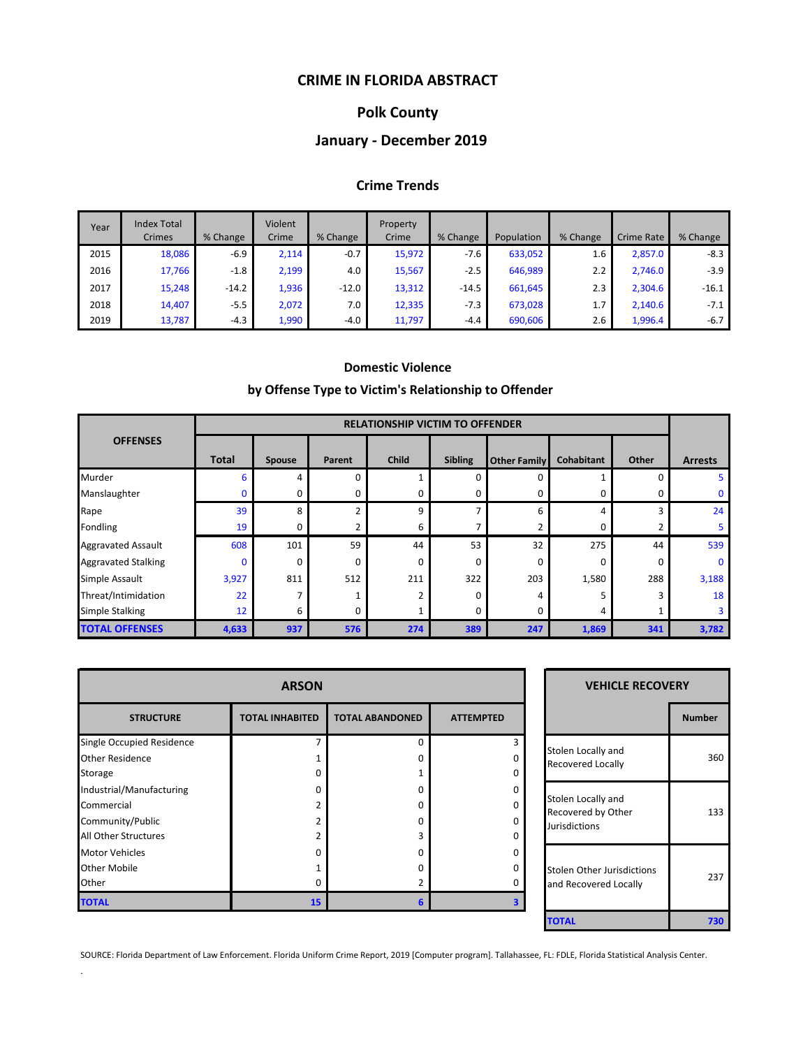# CRIME IN FLORIDA ABSTRACT

## Polk County

## January - December 2019

### Crime Trends

| Year | Index Total Crimes | % Change | Violent Crime | % Change | Property Crime | % Change | Population | % Change | Crime Rate | % Change |
|---|---|---|---|---|---|---|---|---|---|---|
| 2015 | 18,086 | -6.9 | 2,114 | -0.7 | 15,972 | -7.6 | 633,052 | 1.6 | 2,857.0 | -8.3 |
| 2016 | 17,766 | -1.8 | 2,199 | 4.0 | 15,567 | -2.5 | 646,989 | 2.2 | 2,746.0 | -3.9 |
| 2017 | 15,248 | -14.2 | 1,936 | -12.0 | 13,312 | -14.5 | 661,645 | 2.3 | 2,304.6 | -16.1 |
| 2018 | 14,407 | -5.5 | 2,072 | 7.0 | 12,335 | -7.3 | 673,028 | 1.7 | 2,140.6 | -7.1 |
| 2019 | 13,787 | -4.3 | 1,990 | -4.0 | 11,797 | -4.4 | 690,606 | 2.6 | 1,996.4 | -6.7 |

### Domestic Violence

### by Offense Type to Victim's Relationship to Offender

| OFFENSES | RELATIONSHIP VICTIM TO OFFENDER | | | | | | | | Arrests |
|---|---|---|---|---|---|---|---|---|---|
| | Total | Spouse | Parent | Child | Sibling | Other Family | Cohabitant | Other | |
| Murder | 6 | 4 | 0 | 1 | 0 | 0 | 1 | 0 | 5 |
| Manslaughter | 0 | 0 | 0 | 0 | 0 | 0 | 0 | 0 | 0 |
| Rape | 39 | 8 | 2 | 9 | 7 | 6 | 4 | 3 | 24 |
| Fondling | 19 | 0 | 2 | 6 | 7 | 2 | 0 | 2 | 5 |
| Aggravated Assault | 608 | 101 | 59 | 44 | 53 | 32 | 275 | 44 | 539 |
| Aggravated Stalking | 0 | 0 | 0 | 0 | 0 | 0 | 0 | 0 | 0 |
| Simple Assault | 3,927 | 811 | 512 | 211 | 322 | 203 | 1,580 | 288 | 3,188 |
| Threat/Intimidation | 22 | 7 | 1 | 2 | 0 | 4 | 5 | 3 | 18 |
| Simple Stalking | 12 | 6 | 0 | 1 | 0 | 0 | 4 | 1 | 3 |
| **TOTAL OFFENSES** | **4,633** | **937** | **576** | **274** | **389** | **247** | **1,869** | **341** | **3,782** |

### ARSON

| STRUCTURE | TOTAL INHABITED | TOTAL ABANDONED | ATTEMPTED |
|---|---|---|---|
| Single Occupied Residence | 7 | 0 | 3 |
| Other Residence | 1 | 0 | 0 |
| Storage | 0 | 1 | 0 |
| Industrial/Manufacturing | 0 | 0 | 0 |
| Commercial | 2 | 0 | 0 |
| Community/Public | 2 | 0 | 0 |
| All Other Structures | 2 | 3 | 0 |
| Motor Vehicles | 0 | 0 | 0 |
| Other Mobile | 1 | 0 | 0 |
| Other | 0 | 2 | 0 |
| **TOTAL** | **15** | **6** | **3** |

### VEHICLE RECOVERY

| | Number |
|---|---|
| Stolen Locally and Recovered Locally | 360 |
| Stolen Locally and Recovered by Other Jurisdictions | 133 |
| Stolen Other Jurisdictions and Recovered Locally | 237 |
| **TOTAL** | **730** |

SOURCE: Florida Department of Law Enforcement. Florida Uniform Crime Report, 2019 [Computer program]. Tallahassee, FL: FDLE, Florida Statistical Analysis Center.